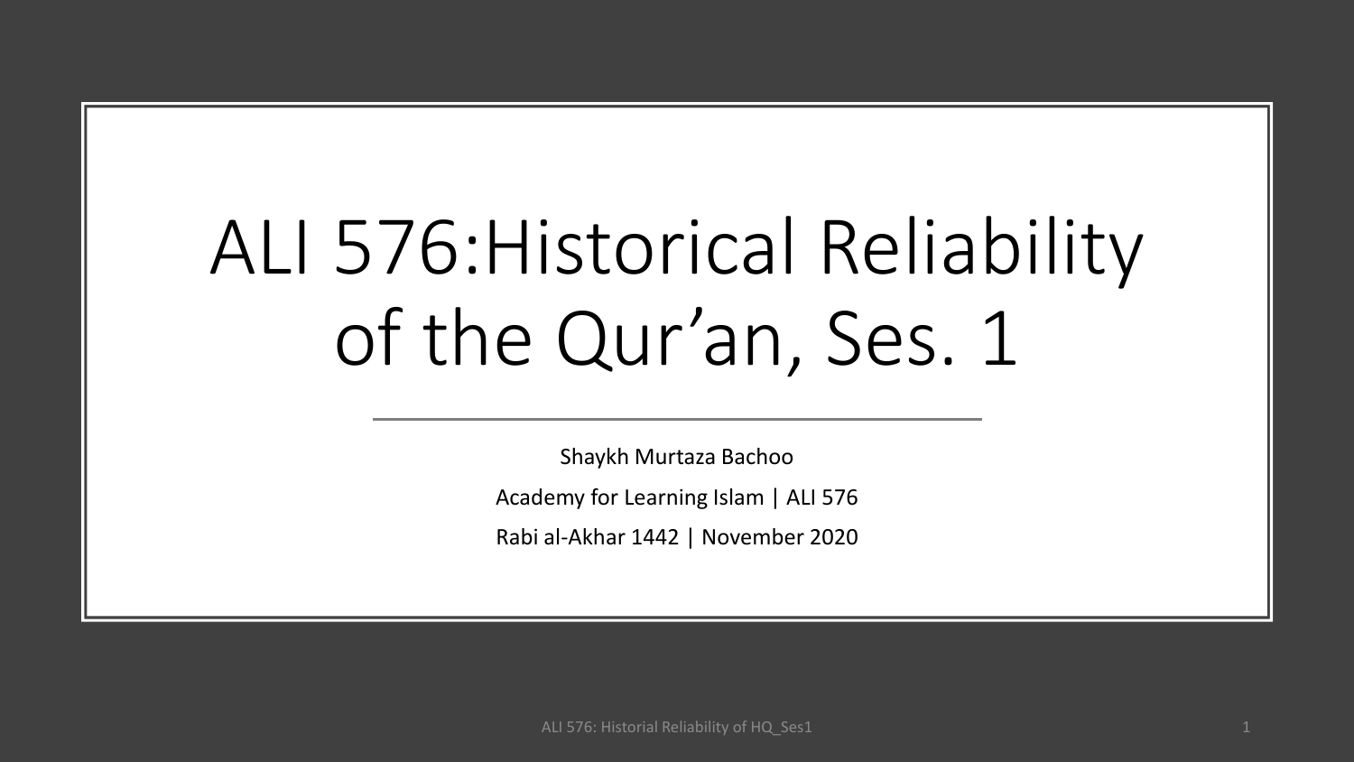# ALI 576:Historical Reliability of the Qur'an, Ses. 1

Shaykh Murtaza Bachoo

Academy for Learning Islam | ALI 576

Rabi al-Akhar 1442 | November 2020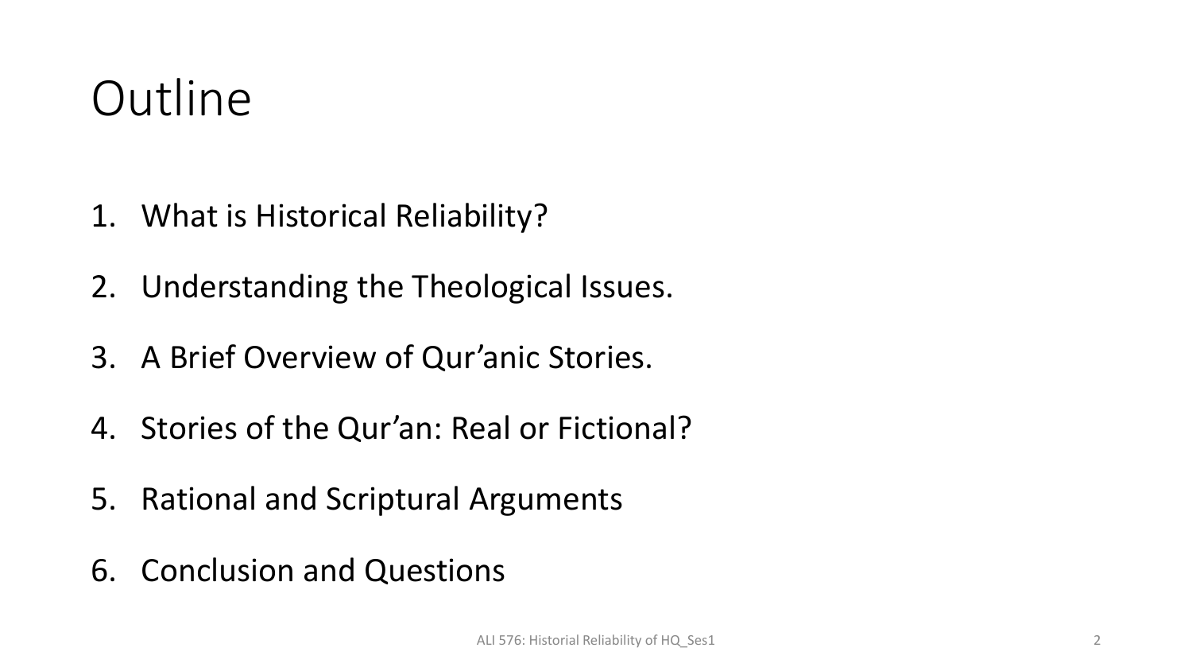# Outline

1. What is Historical Reliability?
2. Understanding the Theological Issues.
3. A Brief Overview of Qur'anic Stories.
4. Stories of the Qur'an: Real or Fictional?
5. Rational and Scriptural Arguments
6. Conclusion and Questions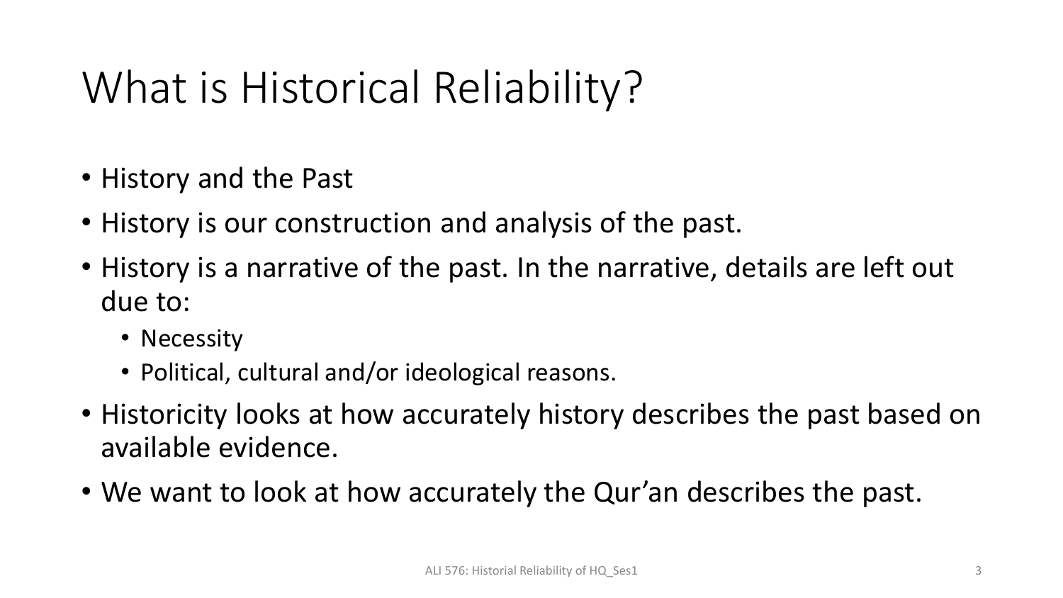# What is Historical Reliability?

- History and the Past
- History is our construction and analysis of the past.
- History is a narrative of the past. In the narrative, details are left out due to:
  - Necessity
  - Political, cultural and/or ideological reasons.
- Historicity looks at how accurately history describes the past based on available evidence.
- We want to look at how accurately the Qur'an describes the past.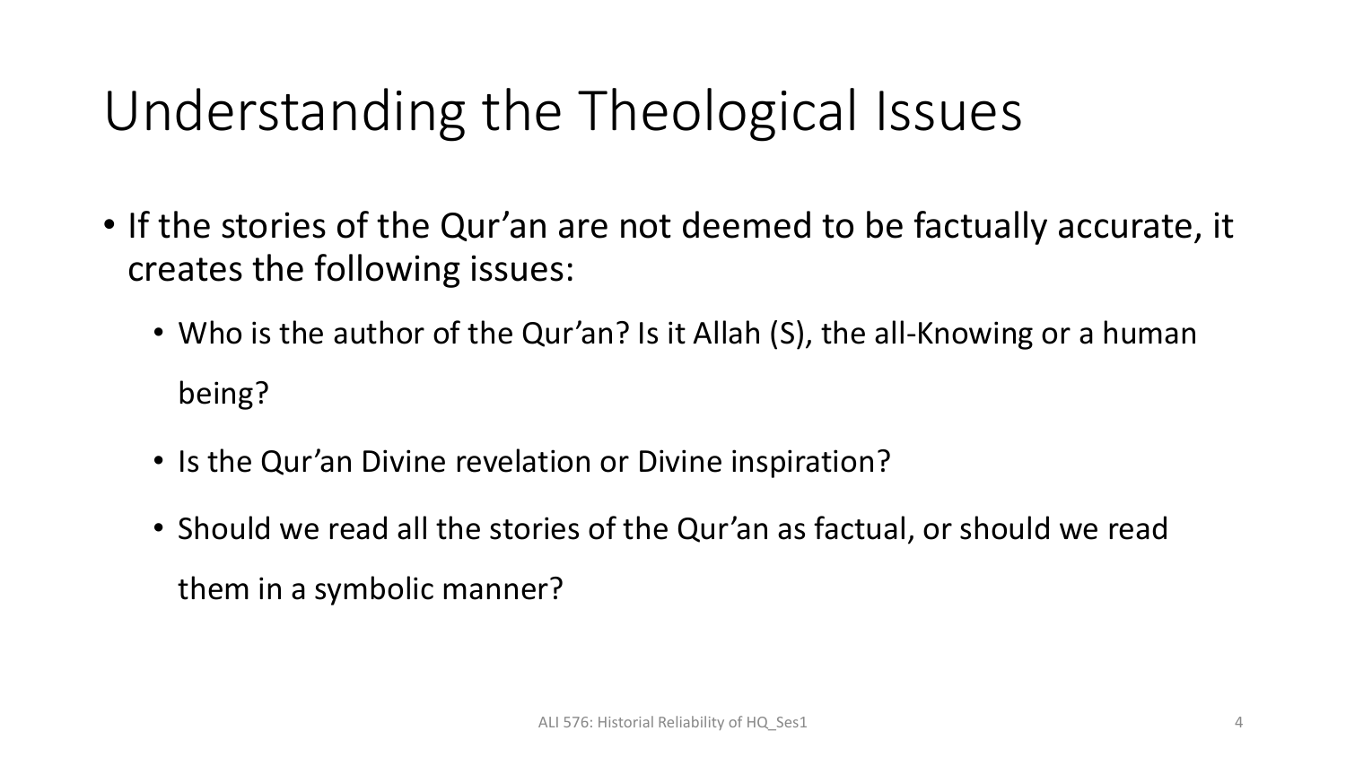# Understanding the Theological Issues

- If the stories of the Qur'an are not deemed to be factually accurate, it creates the following issues:
  - Who is the author of the Qur'an? Is it Allah (S), the all-Knowing or a human being?
  - Is the Qur'an Divine revelation or Divine inspiration?
  - Should we read all the stories of the Qur'an as factual, or should we read them in a symbolic manner?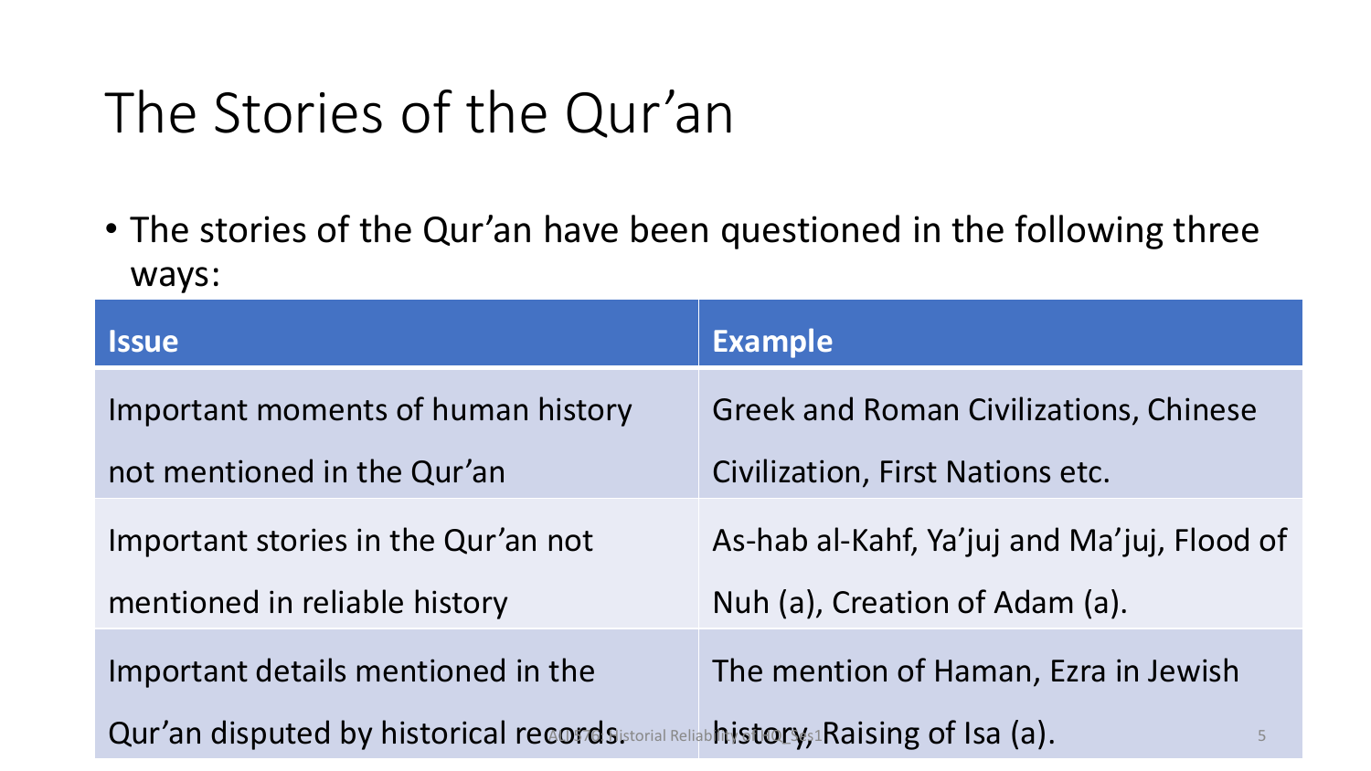# The Stories of the Qur'an

- The stories of the Qur'an have been questioned in the following three ways:

| Issue | Example |
|---|---|
| Important moments of human history not mentioned in the Qur'an | Greek and Roman Civilizations, Chinese Civilization, First Nations etc. |
| Important stories in the Qur'an not mentioned in reliable history | As-hab al-Kahf, Ya'juj and Ma'juj, Flood of Nuh (a), Creation of Adam (a). |
| Important details mentioned in the Qur'an disputed by historical records. | The mention of Haman, Ezra in Jewish history, Raising of Isa (a). |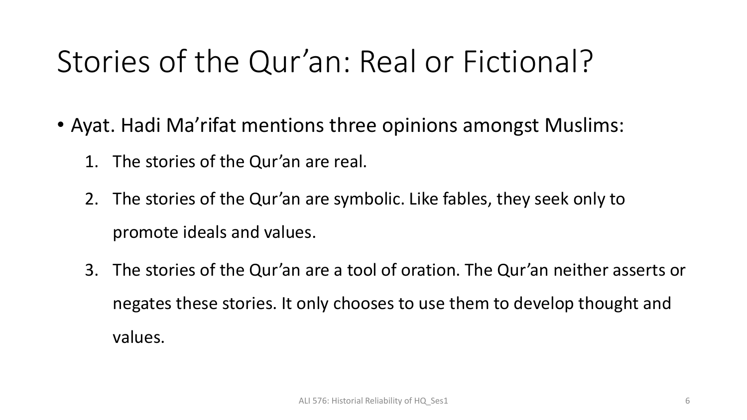# Stories of the Qur'an: Real or Fictional?

- Ayat. Hadi Ma'rifat mentions three opinions amongst Muslims:
  1. The stories of the Qur'an are real.
  2. The stories of the Qur'an are symbolic. Like fables, they seek only to promote ideals and values.
  3. The stories of the Qur'an are a tool of oration. The Qur'an neither asserts or negates these stories. It only chooses to use them to develop thought and values.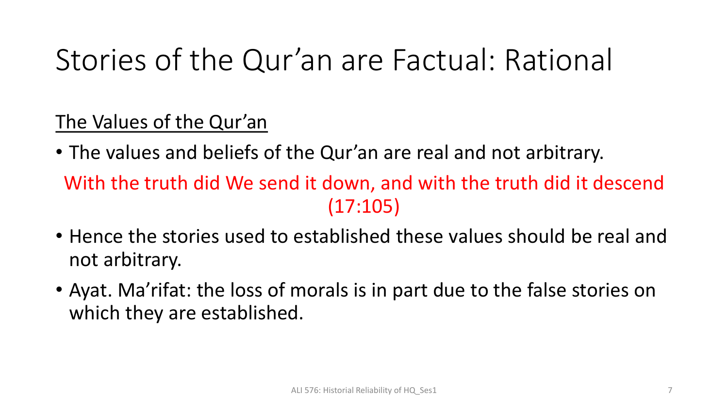# Stories of the Qur'an are Factual: Rational

<u>The Values of the Qur'an</u>

- The values and beliefs of the Qur'an are real and not arbitrary.

  With the truth did We send it down, and with the truth did it descend (17:105)

- Hence the stories used to established these values should be real and not arbitrary.
- Ayat. Ma'rifat: the loss of morals is in part due to the false stories on which they are established.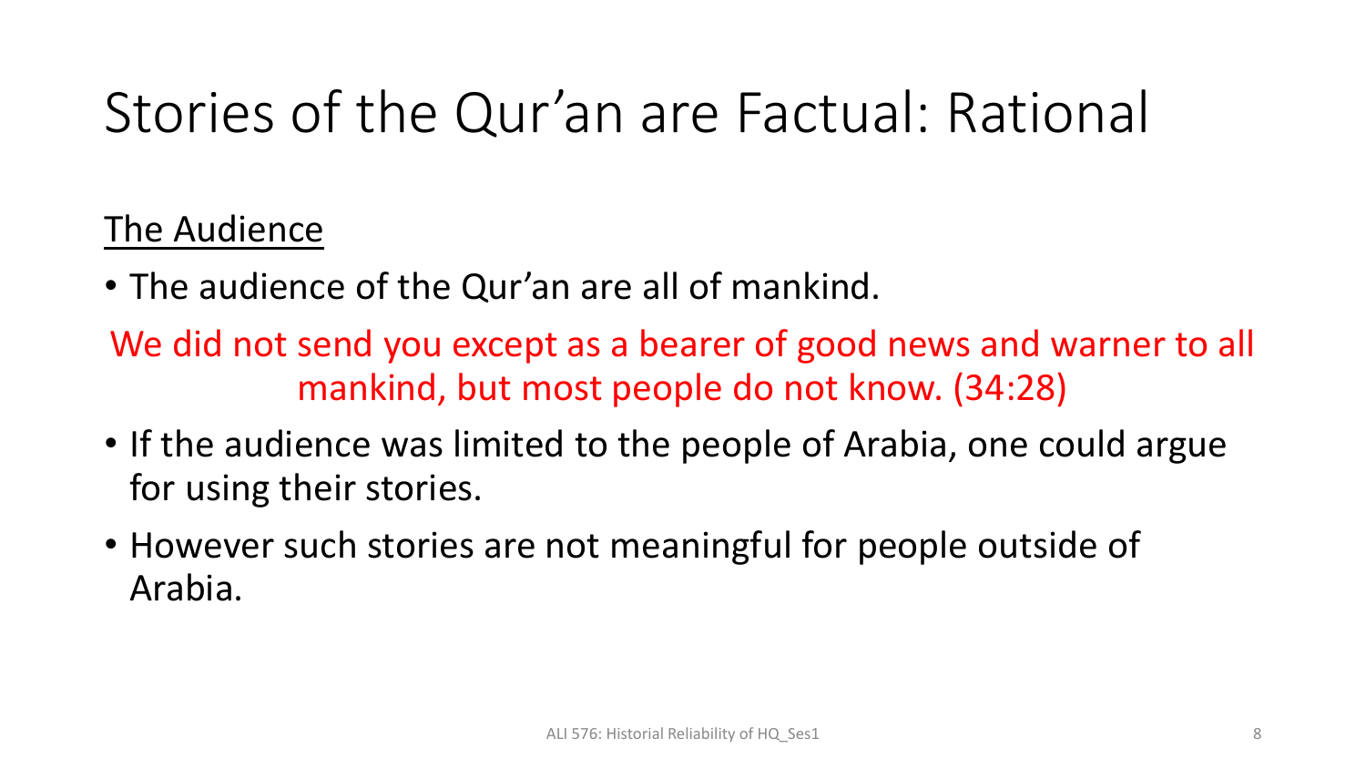# Stories of the Qur'an are Factual: Rational

<u>The Audience</u>

- The audience of the Qur'an are all of mankind.

We did not send you except as a bearer of good news and warner to all mankind, but most people do not know. (34:28)

- If the audience was limited to the people of Arabia, one could argue for using their stories.
- However such stories are not meaningful for people outside of Arabia.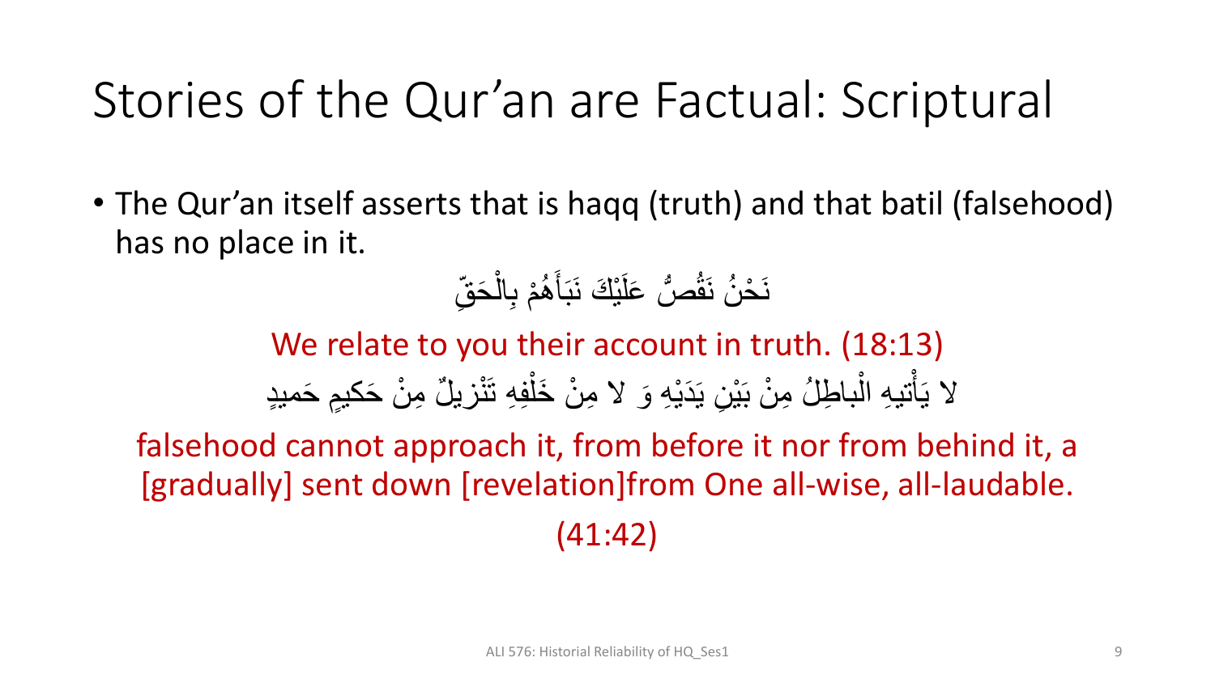# Stories of the Qur’an are Factual: Scriptural

- The Qur’an itself asserts that is haqq (truth) and that batil (falsehood) has no place in it.

نَحْنُ نَقُصُّ عَلَيْكَ نَبَأَهُمْ بِالْحَقِّ

We relate to you their account in truth. (18:13)

لا يَأْتِيهِ الْباطِلُ مِنْ بَيْنِ يَدَيْهِ وَ لا مِنْ خَلْفِهِ تَنْزيلٌ مِنْ حَكيمٍ حَميدٍ

falsehood cannot approach it, from before it nor from behind it, a [gradually] sent down [revelation]from One all-wise, all-laudable. (41:42)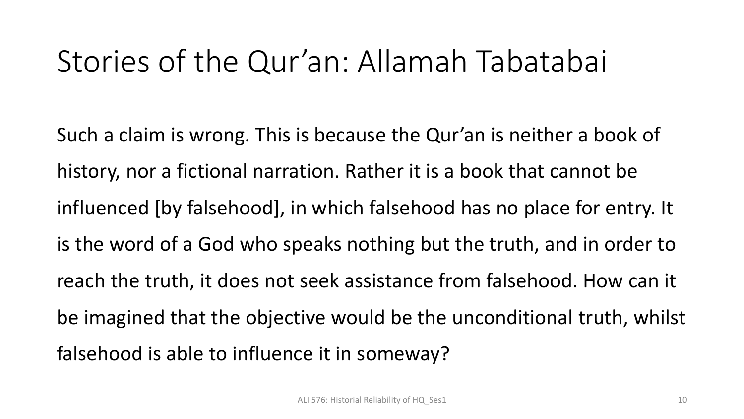# Stories of the Qur'an: Allamah Tabatabai

Such a claim is wrong. This is because the Qur'an is neither a book of history, nor a fictional narration. Rather it is a book that cannot be influenced [by falsehood], in which falsehood has no place for entry. It is the word of a God who speaks nothing but the truth, and in order to reach the truth, it does not seek assistance from falsehood. How can it be imagined that the objective would be the unconditional truth, whilst falsehood is able to influence it in someway?